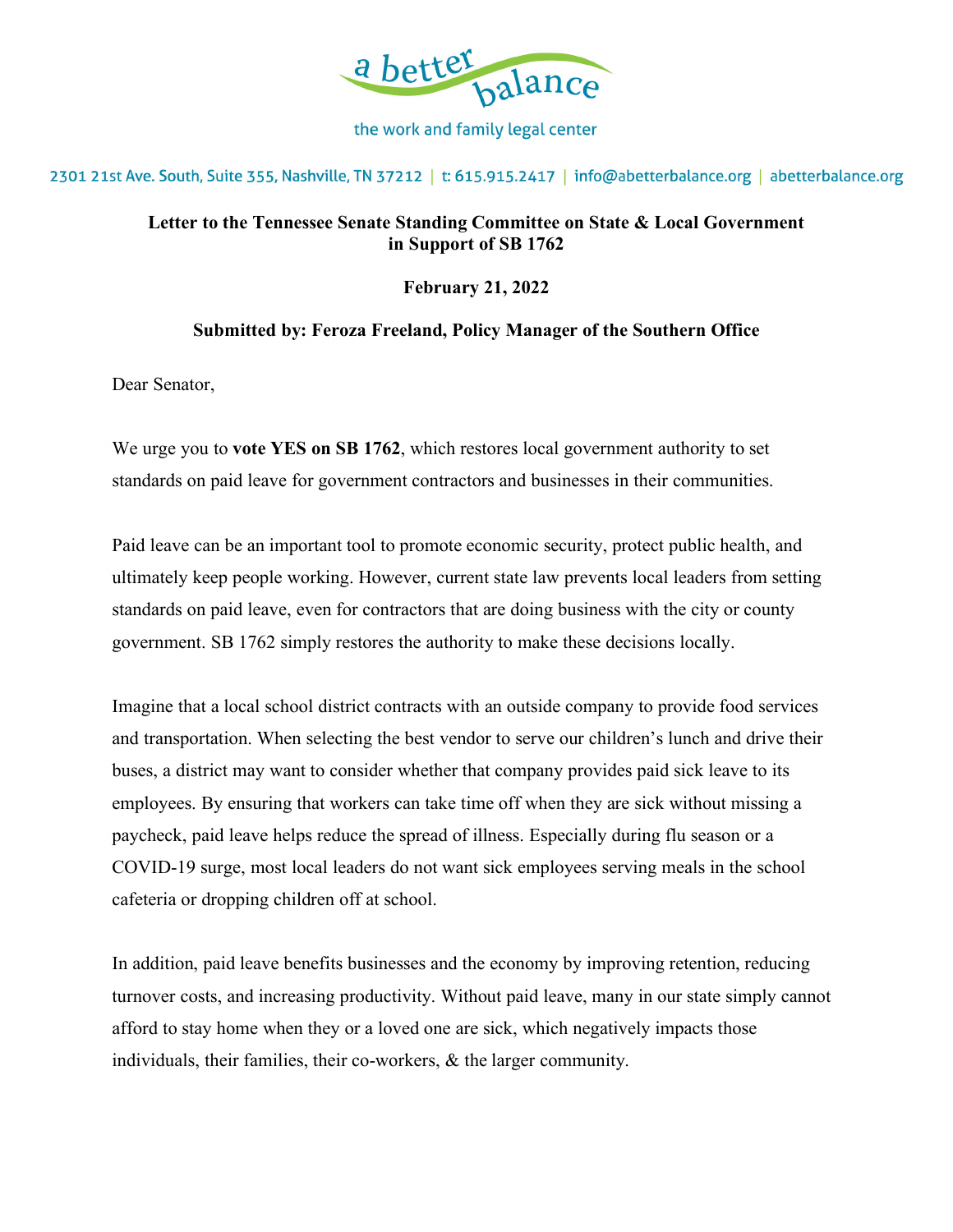a better balance

the work and family legal center

2301 21st Ave. South, Suite 355, Nashville, TN 37212 | t: 615.915.2417 | info@abetterbalance.org | abetterbalance.org

**Letter to the Tennessee Senate Standing Committee on State & Local Government in Support of SB 1762**

**February 21, 2022**

**Submitted by: Feroza Freeland, Policy Manager of the Southern Office**

Dear Senator,

We urge you to **vote YES on SB 1762**, which restores local government authority to set standards on paid leave for government contractors and businesses in their communities.

Paid leave can be an important tool to promote economic security, protect public health, and ultimately keep people working. However, current state law prevents local leaders from setting standards on paid leave, even for contractors that are doing business with the city or county government. SB 1762 simply restores the authority to make these decisions locally.

Imagine that a local school district contracts with an outside company to provide food services and transportation. When selecting the best vendor to serve our children's lunch and drive their buses, a district may want to consider whether that company provides paid sick leave to its employees. By ensuring that workers can take time off when they are sick without missing a paycheck, paid leave helps reduce the spread of illness. Especially during flu season or a COVID-19 surge, most local leaders do not want sick employees serving meals in the school cafeteria or dropping children off at school.

In addition, paid leave benefits businesses and the economy by improving retention, reducing turnover costs, and increasing productivity. Without paid leave, many in our state simply cannot afford to stay home when they or a loved one are sick, which negatively impacts those individuals, their families, their co-workers, & the larger community.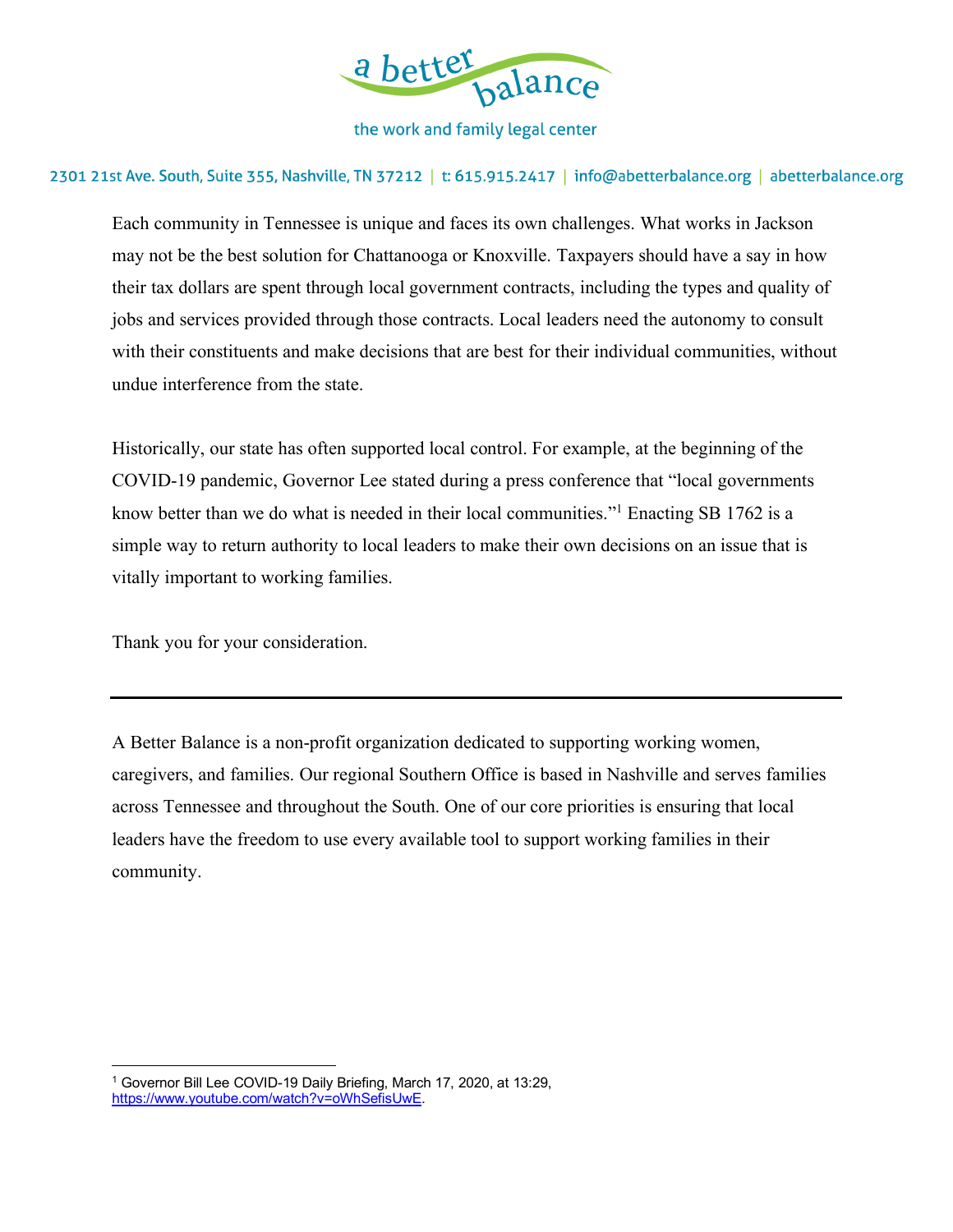a better balance

the work and family legal center

2301 21st Ave. South, Suite 355, Nashville, TN 37212 | t: 615.915.2417 | info@abetterbalance.org | abetterbalance.org

Each community in Tennessee is unique and faces its own challenges. What works in Jackson may not be the best solution for Chattanooga or Knoxville. Taxpayers should have a say in how their tax dollars are spent through local government contracts, including the types and quality of jobs and services provided through those contracts. Local leaders need the autonomy to consult with their constituents and make decisions that are best for their individual communities, without undue interference from the state.

Historically, our state has often supported local control. For example, at the beginning of the COVID-19 pandemic, Governor Lee stated during a press conference that "local governments know better than we do what is needed in their local communities."[1] Enacting SB 1762 is a simple way to return authority to local leaders to make their own decisions on an issue that is vitally important to working families.

Thank you for your consideration.

---

A Better Balance is a non-profit organization dedicated to supporting working women, caregivers, and families. Our regional Southern Office is based in Nashville and serves families across Tennessee and throughout the South. One of our core priorities is ensuring that local leaders have the freedom to use every available tool to support working families in their community.

[1] Governor Bill Lee COVID-19 Daily Briefing, March 17, 2020, at 13:29, https://www.youtube.com/watch?v=oWhSefisUwE.